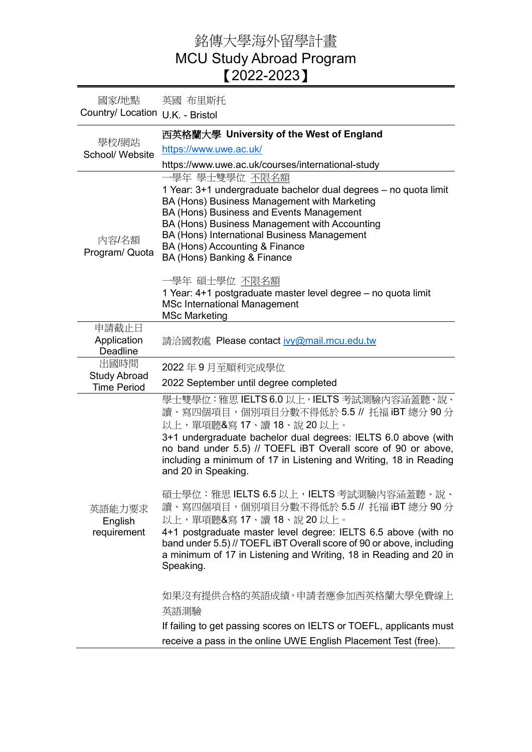# 銘傳大學海外留學計畫
# MCU Study Abroad Program
# 【2022-2023】

| | |
|---|---|
| 國家/地點<br>Country/ Location | 英國 布里斯托<br>U.K. - Bristol |
| 學校/網站<br>School/ Website | **西英格蘭大學 University of the West of England**<br>https://www.uwe.ac.uk/<br>https://www.uwe.ac.uk/courses/international-study |
| 內容/名額<br>Program/ Quota | 一學年 學士雙學位 不限名額<br>1 Year: 3+1 undergraduate bachelor dual degrees – no quota limit<br>BA (Hons) Business Management with Marketing<br>BA (Hons) Business and Events Management<br>BA (Hons) Business Management with Accounting<br>BA (Hons) International Business Management<br>BA (Hons) Accounting & Finance<br>BA (Hons) Banking & Finance<br><br>一學年 碩士學位 不限名額<br>1 Year: 4+1 postgraduate master level degree – no quota limit<br>MSc International Management<br>MSc Marketing |
| 申請截止日<br>Application Deadline | 請洽國教處 Please contact ivy@mail.mcu.edu.tw |
| 出國時間<br>Study Abroad Time Period | 2022 年 9 月至順利完成學位<br>2022 September until degree completed |
| 英語能力要求<br>English requirement | 學士雙學位：雅思 IELTS 6.0 以上，IELTS 考試測驗內容涵蓋聽、說、讀、寫四個項目，個別項目分數不得低於 5.5 // 托福 iBT 總分 90 分以上，單項聽&寫 17、讀 18、說 20 以上。<br>3+1 undergraduate bachelor dual degrees: IELTS 6.0 above (with no band under 5.5) // TOEFL iBT Overall score of 90 or above, including a minimum of 17 in Listening and Writing, 18 in Reading and 20 in Speaking.<br><br>碩士學位：雅思 IELTS 6.5 以上，IELTS 考試測驗內容涵蓋聽、說、讀、寫四個項目，個別項目分數不得低於 5.5 // 托福 iBT 總分 90 分以上，單項聽&寫 17、讀 18、說 20 以上。<br>4+1 postgraduate master level degree: IELTS 6.5 above (with no band under 5.5) // TOEFL iBT Overall score of 90 or above, including a minimum of 17 in Listening and Writing, 18 in Reading and 20 in Speaking.<br><br>如果沒有提供合格的英語成績，申請者應參加西英格蘭大學免費線上英語測驗<br>If failing to get passing scores on IELTS or TOEFL, applicants must receive a pass in the online UWE English Placement Test (free). |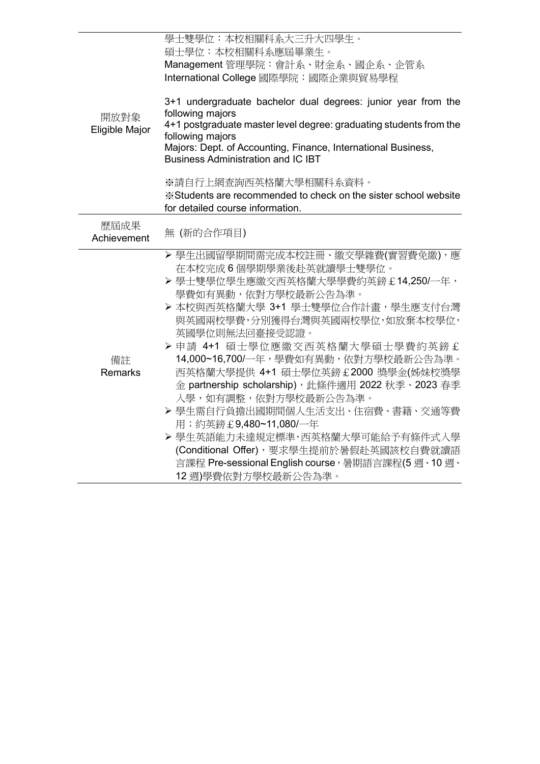| | |
|---|---|
| 開放對象<br>Eligible Major | 學士雙學位：本校相關科系大三升大四學生。<br>碩士學位：本校相關科系應屆畢業生。<br>Management 管理學院：會計系、財金系、國企系、企管系<br>International College 國際學院：國際企業與貿易學程<br><br>3+1 undergraduate bachelor dual degrees: junior year from the following majors<br>4+1 postgraduate master level degree: graduating students from the following majors<br>Majors: Dept. of Accounting, Finance, International Business, Business Administration and IC IBT<br><br>※請自行上網查詢西英格蘭大學相關科系資料。<br>※Students are recommended to check on the sister school website for detailed course information. |
| 歷屆成果<br>Achievement | 無 (新的合作項目) |
| 備註<br>Remarks | ➢ 學生出國留學期間需完成本校註冊、繳交學雜費(實習費免繳)，應在本校完成 6 個學期學業後赴英就讀學士雙學位。<br>➢ 學士雙學位學生應繳交西英格蘭大學學費約英鎊￡14,250/一年，學費如有異動，依對方學校最新公告為準。<br>➢ 本校與西英格蘭大學 3+1 學士雙學位合作計畫，學生應支付台灣與英國兩校學費，分別獲得台灣與英國兩校學位，如放棄本校學位，英國學位則無法回臺接受認證。<br>➢ 申請 4+1 碩士學位應繳交西英格蘭大學碩士學費約英鎊￡14,000~16,700/一年，學費如有異動，依對方學校最新公告為準。西英格蘭大學提供 4+1 碩士學位英鎊￡2000 獎學金(姊妹校獎學金 partnership scholarship)，此條件適用 2022 秋季、2023 春季入學，如有調整，依對方學校最新公告為準。<br>➢ 學生需自行負擔出國期間個人生活支出、住宿費、書籍、交通等費用；約英鎊￡9,480~11,080/一年<br>➢ 學生英語能力未達規定標準，西英格蘭大學可能給予有條件式入學(Conditional Offer)，要求學生提前於暑假赴英國該校自費就讀語言課程 Pre-sessional English course，暑期語言課程(5 週、10 週、12 週)學費依對方學校最新公告為準。 |